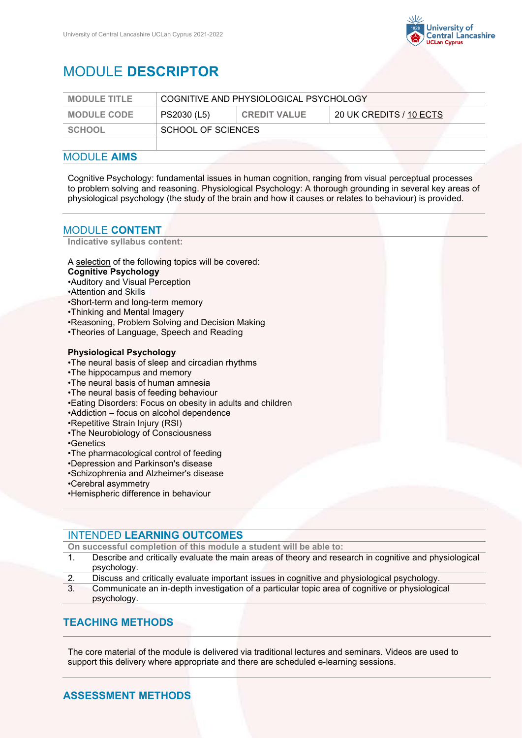# MODULE **DESCRIPTOR**

| MODULE TITLE | COGNITIVE AND PHYSIOLOGICAL PSYCHOLOGY | | |
|---|---|---|---|
| MODULE CODE | PS2030 (L5) | CREDIT VALUE | 20 UK CREDITS / 10 ECTS |
| SCHOOL | SCHOOL OF SCIENCES | | |
| | | | |

## MODULE **AIMS**

Cognitive Psychology: fundamental issues in human cognition, ranging from visual perceptual processes to problem solving and reasoning. Physiological Psychology: A thorough grounding in several key areas of physiological psychology (the study of the brain and how it causes or relates to behaviour) is provided.

## MODULE **CONTENT**

**Indicative syllabus content:**

A selection of the following topics will be covered:

**Cognitive Psychology**

- Auditory and Visual Perception
- Attention and Skills
- Short-term and long-term memory
- Thinking and Mental Imagery
- Reasoning, Problem Solving and Decision Making
- Theories of Language, Speech and Reading

**Physiological Psychology**

- The neural basis of sleep and circadian rhythms
- The hippocampus and memory
- The neural basis of human amnesia
- The neural basis of feeding behaviour
- Eating Disorders: Focus on obesity in adults and children
- Addiction – focus on alcohol dependence
- Repetitive Strain Injury (RSI)
- The Neurobiology of Consciousness
- Genetics
- The pharmacological control of feeding
- Depression and Parkinson's disease
- Schizophrenia and Alzheimer's disease
- Cerebral asymmetry
- Hemispheric difference in behaviour

## INTENDED **LEARNING OUTCOMES**

**On successful completion of this module a student will be able to:**

1. Describe and critically evaluate the main areas of theory and research in cognitive and physiological psychology.
2. Discuss and critically evaluate important issues in cognitive and physiological psychology.
3. Communicate an in-depth investigation of a particular topic area of cognitive or physiological psychology.

## **TEACHING METHODS**

The core material of the module is delivered via traditional lectures and seminars. Videos are used to support this delivery where appropriate and there are scheduled e-learning sessions.

## **ASSESSMENT METHODS**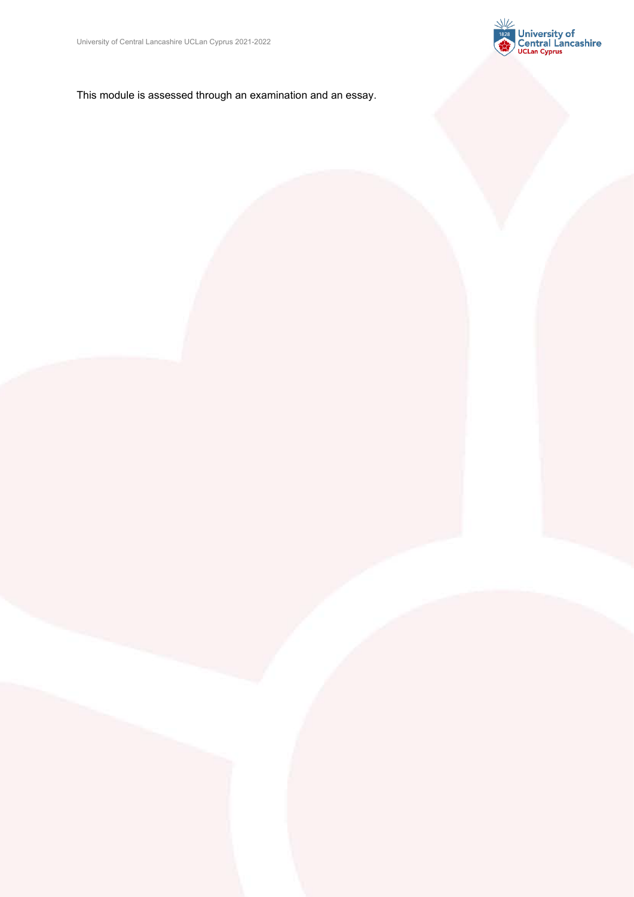This module is assessed through an examination and an essay.